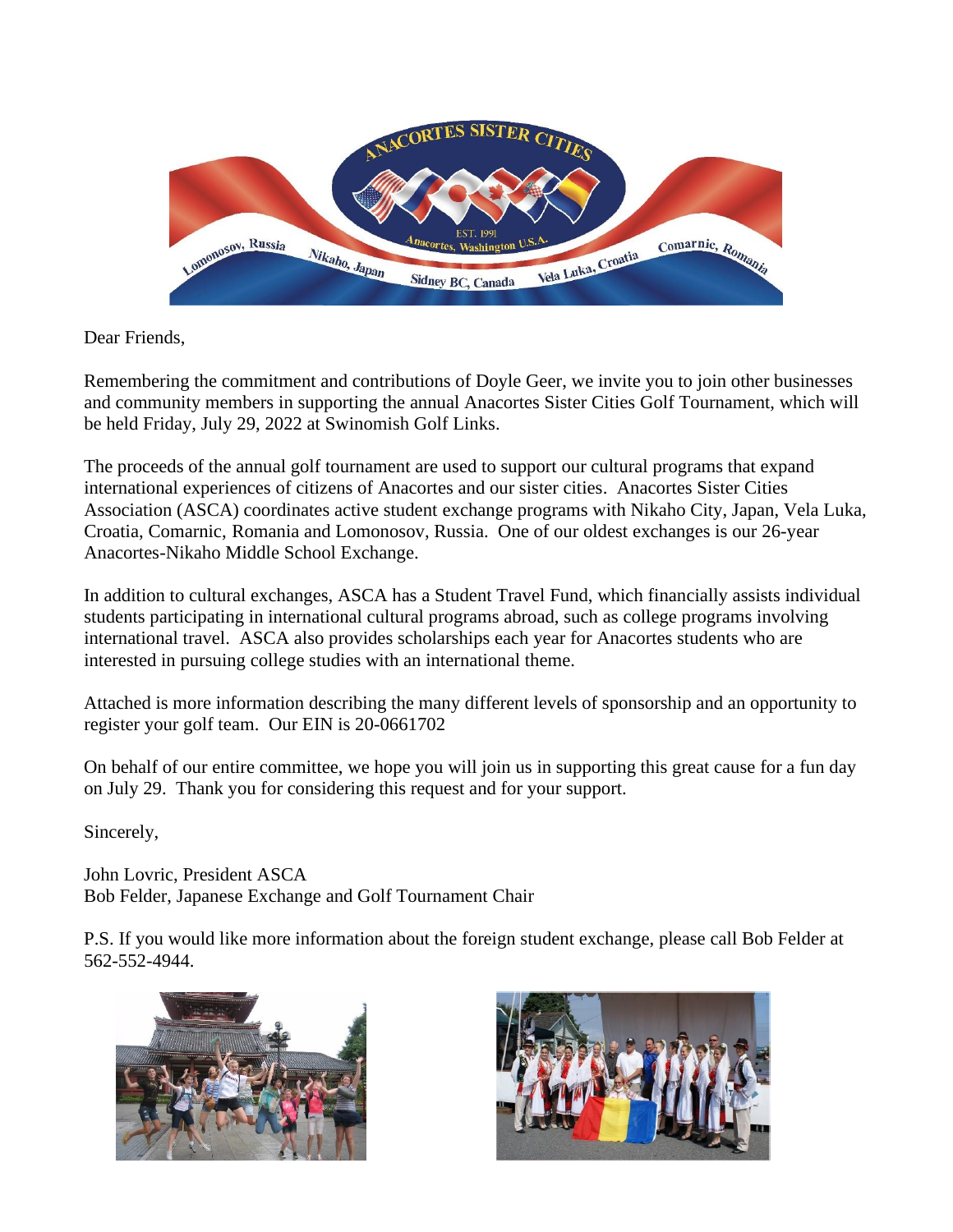Dear Friends,

Remembering the commitment and contributions of Doyle Geer, we invite you to join other businesses and community members in supporting the annual Anacortes Sister Cities Golf Tournament, which will be held Friday, July 29, 2022 at Swinomish Golf Links.

The proceeds of the annual golf tournament are used to support our cultural programs that expand international experiences of citizens of Anacortes and our sister cities. Anacortes Sister Cities Association (ASCA) coordinates active student exchange programs with Nikaho City, Japan, Vela Luka, Croatia, Comarnic, Romania and Lomonosov, Russia. One of our oldest exchanges is our 26-year Anacortes-Nikaho Middle School Exchange.

In addition to cultural exchanges, ASCA has a Student Travel Fund, which financially assists individual students participating in international cultural programs abroad, such as college programs involving international travel. ASCA also provides scholarships each year for Anacortes students who are interested in pursuing college studies with an international theme.

Attached is more information describing the many different levels of sponsorship and an opportunity to register your golf team. Our EIN is 20-0661702

On behalf of our entire committee, we hope you will join us in supporting this great cause for a fun day on July 29. Thank you for considering this request and for your support.

Sincerely,

John Lovric, President ASCA
Bob Felder, Japanese Exchange and Golf Tournament Chair

P.S. If you would like more information about the foreign student exchange, please call Bob Felder at 562-552-4944.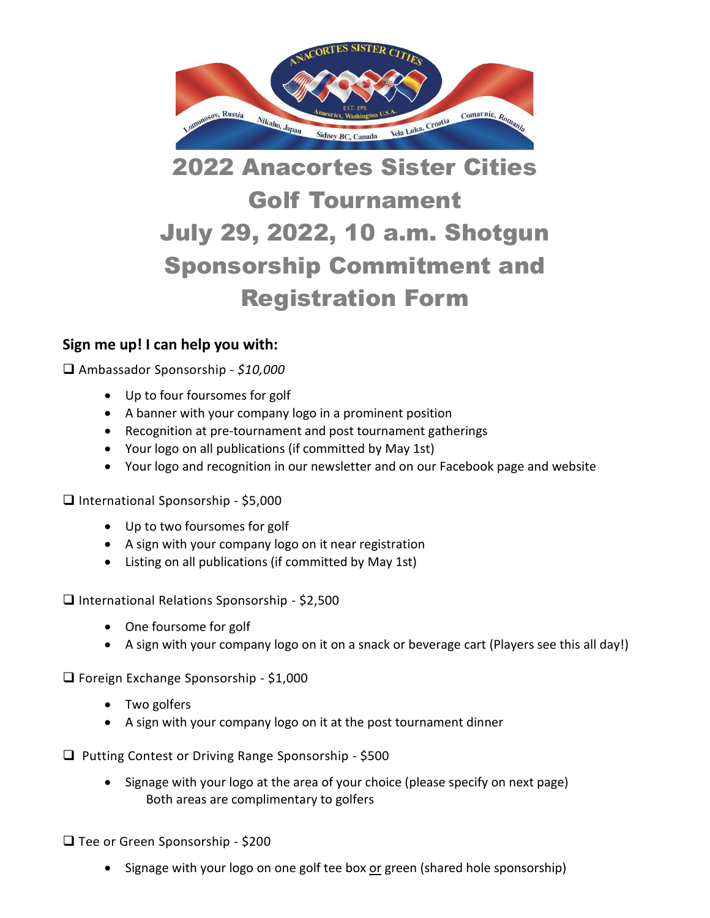# 2022 Anacortes Sister Cities Golf Tournament July 29, 2022, 10 a.m. Shotgun Sponsorship Commitment and Registration Form

## Sign me up! I can help you with:

❑ Ambassador Sponsorship - *$10,000*

- Up to four foursomes for golf
- A banner with your company logo in a prominent position
- Recognition at pre-tournament and post tournament gatherings
- Your logo on all publications (if committed by May 1st)
- Your logo and recognition in our newsletter and on our Facebook page and website

❑ International Sponsorship - $5,000

- Up to two foursomes for golf
- A sign with your company logo on it near registration
- Listing on all publications (if committed by May 1st)

❑ International Relations Sponsorship - $2,500

- One foursome for golf
- A sign with your company logo on it on a snack or beverage cart (Players see this all day!)

❑ Foreign Exchange Sponsorship - $1,000

- Two golfers
- A sign with your company logo on it at the post tournament dinner

❑ Putting Contest or Driving Range Sponsorship - $500

- Signage with your logo at the area of your choice (please specify on next page)
  Both areas are complimentary to golfers

❑ Tee or Green Sponsorship - $200

- Signage with your logo on one golf tee box or green (shared hole sponsorship)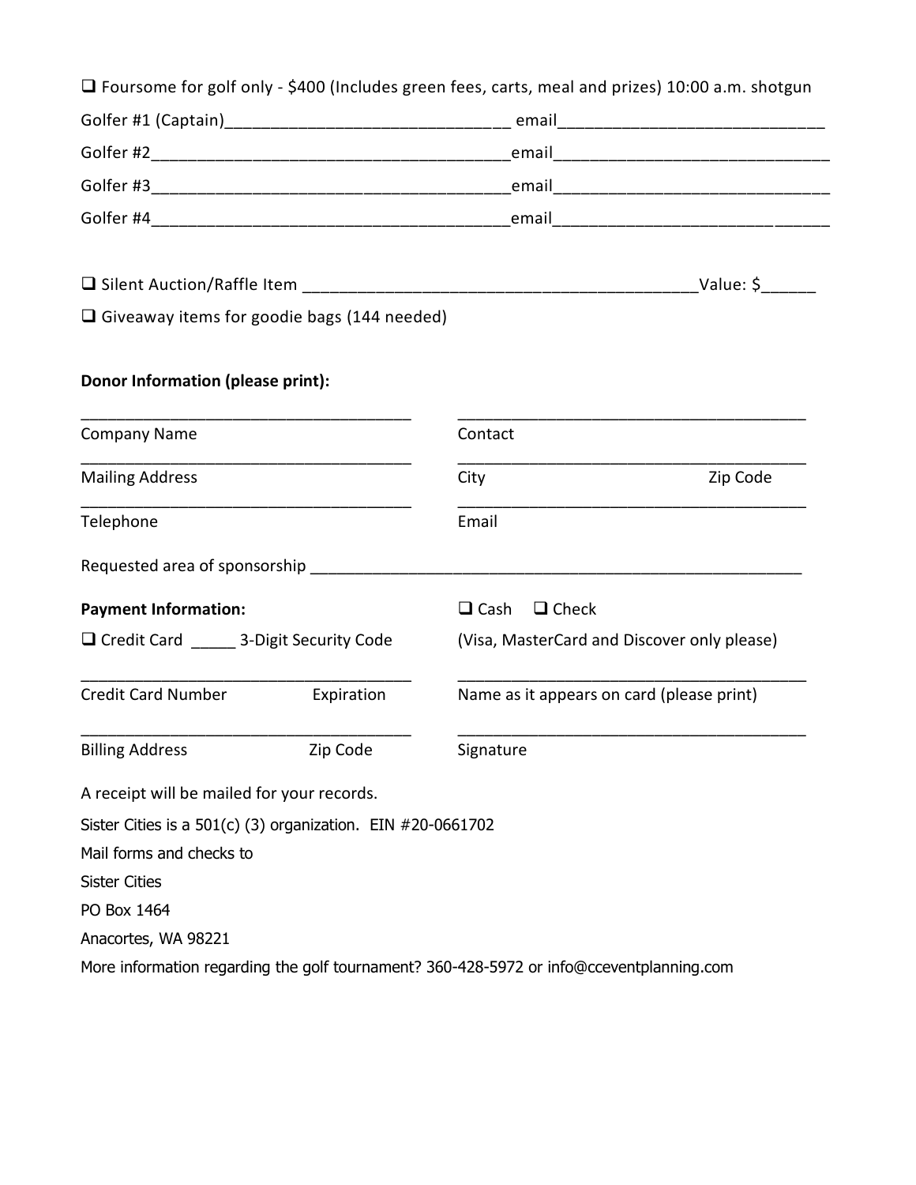❑ Foursome for golf only - $400 (Includes green fees, carts, meal and prizes) 10:00 a.m. shotgun

Golfer #1 (Captain)______________________________ email____________________________

Golfer #2______________________________________email_____________________________

Golfer #3______________________________________email_____________________________

Golfer #4______________________________________email_____________________________

❑ Silent Auction/Raffle Item ___________________________________________Value: $______

❑ Giveaway items for goodie bags (144 needed)

**Donor Information (please print):**

______________________________________ ______________________________________

Company Name Contact

______________________________________ ______________________________________

Mailing Address City Zip Code

______________________________________ ______________________________________

Telephone Email

Requested area of sponsorship ___________________________________________________

**Payment Information:** ❑ Cash ❑ Check

❑ Credit Card _____ 3-Digit Security Code (Visa, MasterCard and Discover only please)

______________________________________ ______________________________________

Credit Card Number Expiration Name as it appears on card (please print)

______________________________________ ______________________________________

Billing Address Zip Code Signature

A receipt will be mailed for your records.

Sister Cities is a 501(c) (3) organization. EIN #20-0661702

Mail forms and checks to

Sister Cities

PO Box 1464

Anacortes, WA 98221

More information regarding the golf tournament? 360-428-5972 or info@cceventplanning.com